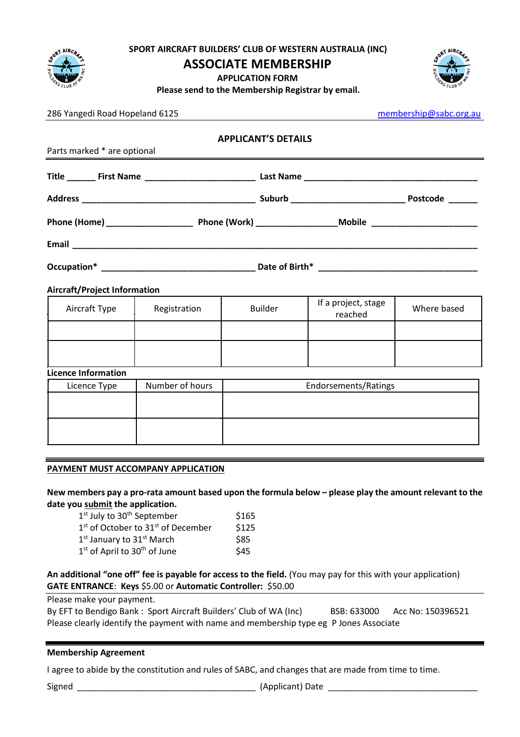# SPORT AIRCRAFT BUILDERS' CLUB OF WESTERN AUSTRALIA (INC)

## ASSOCIATE MEMBERSHIP

**APPLICATION FORM**

**Please send to the Membership Registrar by email.**

286 Yangedi Road Hopeland 6125 membership@sabc.org.au

### APPLICANT'S DETAILS

Parts marked * are optional

**Title** ______ **First Name** ________________________ **Last Name** ______________________________________

**Address** _____________________________________ **Suburb** ________________________ **Postcode** ______

**Phone (Home)** __________________ **Phone (Work)** _________________**Mobile** ______________________

**Email** ________________________________________________________________________________________

**Occupation*** _________________________________ **Date of Birth*** __________________________________

**Aircraft/Project Information**

| Aircraft Type | Registration | Builder | If a project, stage reached | Where based |
|---|---|---|---|---|
| | | | | |
| | | | | |

**Licence Information**

| Licence Type | Number of hours | Endorsements/Ratings |
|---|---|---|
| | | |
| | | |

**PAYMENT MUST ACCOMPANY APPLICATION**

**New members pay a pro-rata amount based upon the formula below – please play the amount relevant to the date you submit the application.**

| | |
|---|---|
| 1st July to 30th September | $165 |
| 1st of October to 31st of December | $125 |
| 1st January to 31st March | $85 |
| 1st of April to 30th of June | $45 |

**An additional "one off" fee is payable for access to the field.** (You may pay for this with your application)
**GATE ENTRANCE**: **Keys** $5.00 or **Automatic Controller:** $50.00

Please make your payment.
By EFT to Bendigo Bank : Sport Aircraft Builders' Club of WA (Inc) BSB: 633000 Acc No: 150396521
Please clearly identify the payment with name and membership type eg P Jones Associate

**Membership Agreement**

I agree to abide by the constitution and rules of SABC, and changes that are made from time to time.

Signed _____________________________________ (Applicant) Date _______________________________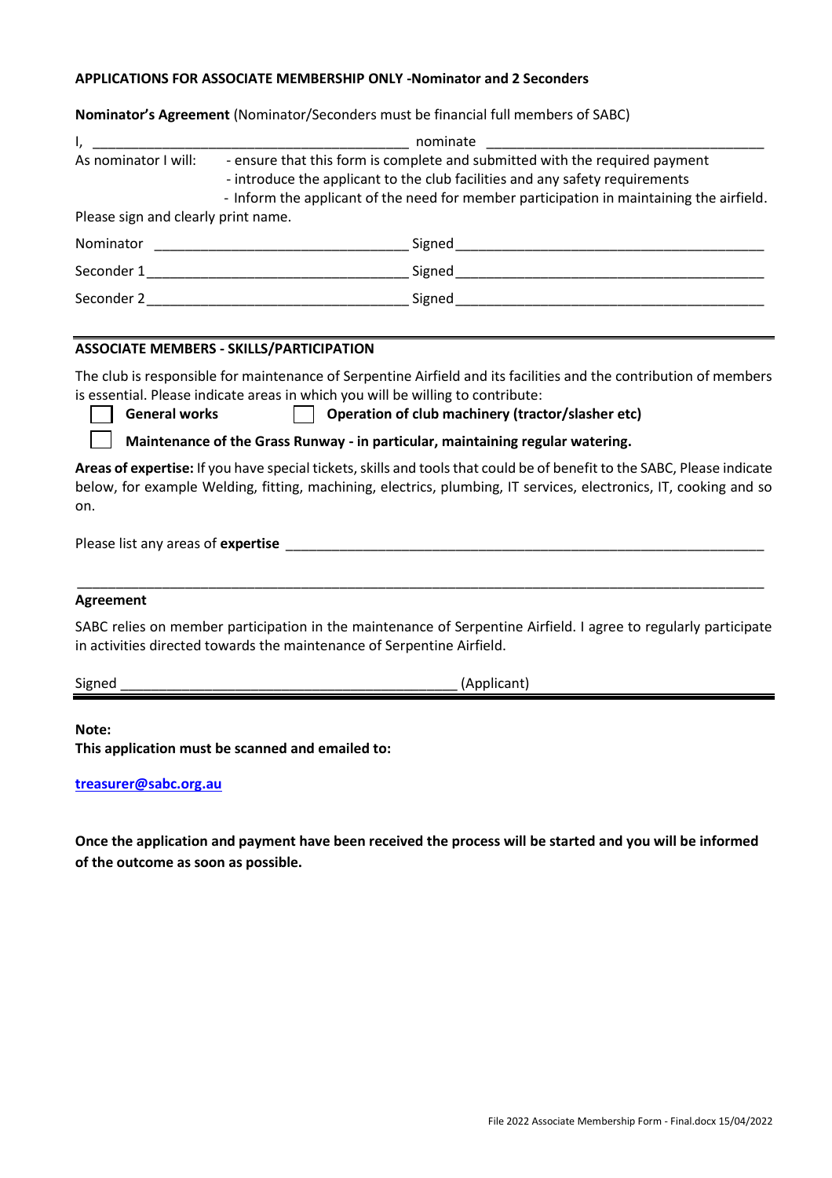**APPLICATIONS FOR ASSOCIATE MEMBERSHIP ONLY -Nominator and 2 Seconders**

**Nominator's Agreement** (Nominator/Seconders must be financial full members of SABC)

I, ________________________________________ nominate ____________________________________

As nominator I will:
- ensure that this form is complete and submitted with the required payment
- introduce the applicant to the club facilities and any safety requirements
- Inform the applicant of the need for member participation in maintaining the airfield.

Please sign and clearly print name.

Nominator ________________________________ Signed ________________________________________

Seconder 1 ________________________________ Signed ________________________________________

Seconder 2 ________________________________ Signed ________________________________________

**ASSOCIATE MEMBERS - SKILLS/PARTICIPATION**

The club is responsible for maintenance of Serpentine Airfield and its facilities and the contribution of members is essential. Please indicate areas in which you will be willing to contribute:

☐ **General works** ☐ **Operation of club machinery (tractor/slasher etc)**

☐ **Maintenance of the Grass Runway - in particular, maintaining regular watering.**

**Areas of expertise:** If you have special tickets, skills and tools that could be of benefit to the SABC, Please indicate below, for example Welding, fitting, machining, electrics, plumbing, IT services, electronics, IT, cooking and so on.

Please list any areas of **expertise** ________________________________________________________________

____________________________________________________________________________________________

**Agreement**

SABC relies on member participation in the maintenance of Serpentine Airfield. I agree to regularly participate in activities directed towards the maintenance of Serpentine Airfield.

Signed ____________________________________________ (Applicant)

**Note:**
**This application must be scanned and emailed to:**

**treasurer@sabc.org.au**

**Once the application and payment have been received the process will be started and you will be informed of the outcome as soon as possible.**